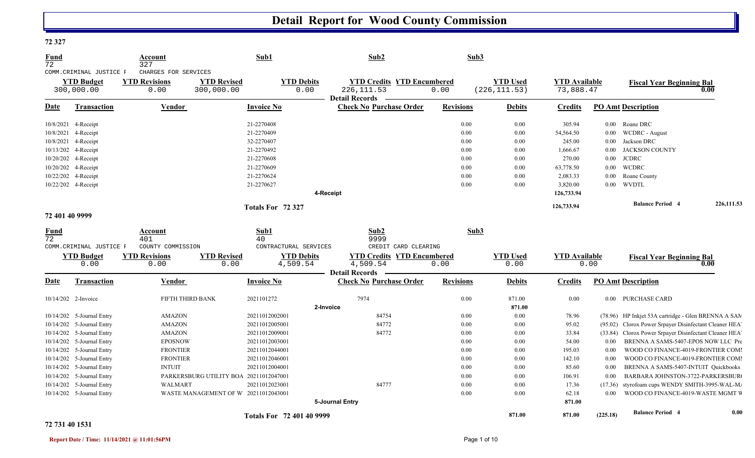# Detail Report for Wood County Commission

**72 327**

| Fund | Account | Sub1 | Sub2 | Sub3 |
|---|---|---|---|---|
| 72 | 327 | | | |
| COMM.CRIMINAL JUSTICE F | CHARGES FOR SERVICES | | | |

| YTD Budget | YTD Revisions | YTD Revised | YTD Debits | YTD Credits | YTD Encumbered | YTD Used | YTD Available | Fiscal Year Beginning Bal |
|---|---|---|---|---|---|---|---|---|
| 300,000.00 | 0.00 | 300,000.00 | 0.00 | 226,111.53 | 0.00 | (226,111.53) | 73,888.47 | 0.00 |

**Detail Records**

| Date | Transaction | Vendor | Invoice No | Check No | Purchase Order | Revisions | Debits | Credits | PO Amt | Description |
|---|---|---|---|---|---|---|---|---|---|---|
| 10/8/2021 | 4-Receipt | | 21-2270408 | | | 0.00 | 0.00 | 305.94 | 0.00 | Roane DRC |
| 10/8/2021 | 4-Receipt | | 21-2270409 | | | 0.00 | 0.00 | 54,564.50 | 0.00 | WCDRC - August |
| 10/8/2021 | 4-Receipt | | 32-2270407 | | | 0.00 | 0.00 | 245.00 | 0.00 | Jackson DRC |
| 10/13/202 | 4-Receipt | | 21-2270492 | | | 0.00 | 0.00 | 1,666.67 | 0.00 | JACKSON COUNTY |
| 10/20/202 | 4-Receipt | | 21-2270608 | | | 0.00 | 0.00 | 270.00 | 0.00 | JCDRC |
| 10/20/202 | 4-Receipt | | 21-2270609 | | | 0.00 | 0.00 | 63,778.50 | 0.00 | WCDRC |
| 10/22/202 | 4-Receipt | | 21-2270624 | | | 0.00 | 0.00 | 2,083.33 | 0.00 | Roane County |
| 10/22/202 | 4-Receipt | | 21-2270627 | | | 0.00 | 0.00 | 3,820.00 | 0.00 | WVDTL |
| | | | | 4-Receipt | | | | 126,733.94 | | |
| | | | Totals For 72 327 | | | | | 126,733.94 | | Balance Period 4 226,111.53 |

**72 401 40 9999**

| Fund | Account | Sub1 | Sub2 | Sub3 |
|---|---|---|---|---|
| 72 | 401 | 40 | 9999 | |
| COMM.CRIMINAL JUSTICE F | COUNTY COMMISSION | CONTRACTURAL SERVICES | CREDIT CARD CLEARING | |

| YTD Budget | YTD Revisions | YTD Revised | YTD Debits | YTD Credits | YTD Encumbered | YTD Used | YTD Available | Fiscal Year Beginning Bal |
|---|---|---|---|---|---|---|---|---|
| 0.00 | 0.00 | 0.00 | 4,509.54 | 4,509.54 | 0.00 | 0.00 | 0.00 | 0.00 |

**Detail Records**

| Date | Transaction | Vendor | Invoice No | Check No | Purchase Order | Revisions | Debits | Credits | PO Amt | Description |
|---|---|---|---|---|---|---|---|---|---|---|
| 10/14/202 | 2-Invoice | FIFTH THIRD BANK | 2021101272 | 7974 | | 0.00 | 871.00 | 0.00 | 0.00 | PURCHASE CARD |
| | | | | 2-Invoice | | | 871.00 | | | |
| 10/14/202 | 5-Journal Entry | AMAZON | 20211012002001 | | 84754 | 0.00 | 0.00 | 78.96 | (78.96) | HP Inkjet 53A cartridge - Glen BRENNA A SAM |
| 10/14/202 | 5-Journal Entry | AMAZON | 20211012005001 | | 84772 | 0.00 | 0.00 | 95.02 | (95.02) | Clorox Power Srpayer Disinfectant Cleaner HEAT |
| 10/14/202 | 5-Journal Entry | AMAZON | 20211012009001 | | 84772 | 0.00 | 0.00 | 33.84 | (33.84) | Clorox Power Srpayer Disinfectant Cleaner HEAT |
| 10/14/202 | 5-Journal Entry | EPOSNOW | 20211012003001 | | | 0.00 | 0.00 | 54.00 | 0.00 | BRENNA A SAMS-5407-EPOS NOW LLC Pre |
| 10/14/202 | 5-Journal Entry | FRONTIER | 20211012044001 | | | 0.00 | 0.00 | 195.03 | 0.00 | WOOD CO FINANCE-4019-FRONTIER COMI |
| 10/14/202 | 5-Journal Entry | FRONTIER | 20211012046001 | | | 0.00 | 0.00 | 142.10 | 0.00 | WOOD CO FINANCE-4019-FRONTIER COMI |
| 10/14/202 | 5-Journal Entry | INTUIT | 20211012004001 | | | 0.00 | 0.00 | 85.60 | 0.00 | BRENNA A SAMS-5407-INTUIT Quickbooks |
| 10/14/202 | 5-Journal Entry | PARKERSBURG UTILITY BOA | 20211012047001 | | | 0.00 | 0.00 | 106.91 | 0.00 | BARBARA JOHNSTON-3722-PARKERSBUR |
| 10/14/202 | 5-Journal Entry | WALMART | 20211012023001 | | 84777 | 0.00 | 0.00 | 17.36 | (17.36) | styrofoam cups WENDY SMITH-3995-WAL-M |
| 10/14/202 | 5-Journal Entry | WASTE MANAGEMENT OF W | 20211012043001 | | | 0.00 | 0.00 | 62.18 | 0.00 | WOOD CO FINANCE-4019-WASTE MGMT W |
| | | | | 5-Journal Entry | | | | 871.00 | | |
| | | | Totals For 72 401 40 9999 | | | | 871.00 | 871.00 | (225.18) | Balance Period 4 0.00 |

**72 731 40 1531**

Report Date / Time: 11/14/2021 @ 11:01:56PM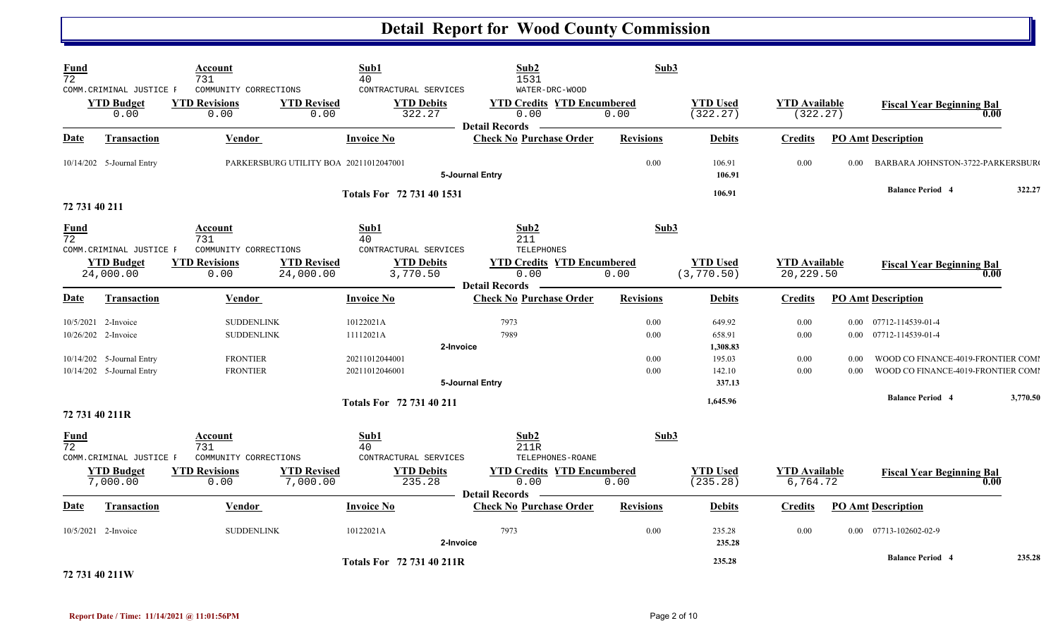# Detail Report for Wood County Commission

| Fund | Account | Sub1 | Sub2 | Sub3 |
|---|---|---|---|---|
| 72 | 731 | 40 | 1531 | |
| COMM.CRIMINAL JUSTICE F | COMMUNITY CORRECTIONS | CONTRACTUAL SERVICES | WATER-DRC-WOOD | |

| YTD Budget | YTD Revisions | YTD Revised | YTD Debits | YTD Credits | YTD Encumbered | YTD Used | YTD Available | Fiscal Year Beginning Bal |
|---|---|---|---|---|---|---|---|---|
| 0.00 | 0.00 | 0.00 | 322.27 | 0.00 | 0.00 | (322.27) | (322.27) | 0.00 |

**Detail Records**

| Date | Transaction | Vendor | Invoice No | Check No | Purchase Order | Revisions | Debits | Credits | PO Amt | Description |
|---|---|---|---|---|---|---|---|---|---|---|
| 10/14/202 | 5-Journal Entry | PARKERSBURG UTILITY BOA | 20211012047001 | | | 0.00 | 106.91 | 0.00 | 0.00 | BARBARA JOHNSTON-3722-PARKERSBUR( |
| | | | | 5-Journal Entry | | | 106.91 | | | |
| | | | Totals For 72 731 40 1531 | | | | 106.91 | | | Balance Period 4 — 322.27 |

## 72 731 40 211

| Fund | Account | Sub1 | Sub2 | Sub3 |
|---|---|---|---|---|
| 72 | 731 | 40 | 211 | |
| COMM.CRIMINAL JUSTICE F | COMMUNITY CORRECTIONS | CONTRACTUAL SERVICES | TELEPHONES | |

| YTD Budget | YTD Revisions | YTD Revised | YTD Debits | YTD Credits | YTD Encumbered | YTD Used | YTD Available | Fiscal Year Beginning Bal |
|---|---|---|---|---|---|---|---|---|
| 24,000.00 | 0.00 | 24,000.00 | 3,770.50 | 0.00 | 0.00 | (3,770.50) | 20,229.50 | 0.00 |

**Detail Records**

| Date | Transaction | Vendor | Invoice No | Check No | Purchase Order | Revisions | Debits | Credits | PO Amt | Description |
|---|---|---|---|---|---|---|---|---|---|---|
| 10/5/2021 | 2-Invoice | SUDDENLINK | 10122021A | 7973 | | 0.00 | 649.92 | 0.00 | 0.00 | 07712-114539-01-4 |
| 10/26/202 | 2-Invoice | SUDDENLINK | 11112021A | 7989 | | 0.00 | 658.91 | 0.00 | 0.00 | 07712-114539-01-4 |
| | | | | 2-Invoice | | | 1,308.83 | | | |
| 10/14/202 | 5-Journal Entry | FRONTIER | 20211012044001 | | | 0.00 | 195.03 | 0.00 | 0.00 | WOOD CO FINANCE-4019-FRONTIER COMI |
| 10/14/202 | 5-Journal Entry | FRONTIER | 20211012046001 | | | 0.00 | 142.10 | 0.00 | 0.00 | WOOD CO FINANCE-4019-FRONTIER COMI |
| | | | | 5-Journal Entry | | | 337.13 | | | |
| | | | Totals For 72 731 40 211 | | | | 1,645.96 | | | Balance Period 4 — 3,770.50 |

## 72 731 40 211R

| Fund | Account | Sub1 | Sub2 | Sub3 |
|---|---|---|---|---|
| 72 | 731 | 40 | 211R | |
| COMM.CRIMINAL JUSTICE F | COMMUNITY CORRECTIONS | CONTRACTUAL SERVICES | TELEPHONES-ROANE | |

| YTD Budget | YTD Revisions | YTD Revised | YTD Debits | YTD Credits | YTD Encumbered | YTD Used | YTD Available | Fiscal Year Beginning Bal |
|---|---|---|---|---|---|---|---|---|
| 7,000.00 | 0.00 | 7,000.00 | 235.28 | 0.00 | 0.00 | (235.28) | 6,764.72 | 0.00 |

**Detail Records**

| Date | Transaction | Vendor | Invoice No | Check No | Purchase Order | Revisions | Debits | Credits | PO Amt | Description |
|---|---|---|---|---|---|---|---|---|---|---|
| 10/5/2021 | 2-Invoice | SUDDENLINK | 10122021A | 7973 | | 0.00 | 235.28 | 0.00 | 0.00 | 07713-102602-02-9 |
| | | | | 2-Invoice | | | 235.28 | | | |
| | | | Totals For 72 731 40 211R | | | | 235.28 | | | Balance Period 4 — 235.28 |

## 72 731 40 211W

Report Date / Time: 11/14/2021 @ 11:01:56PM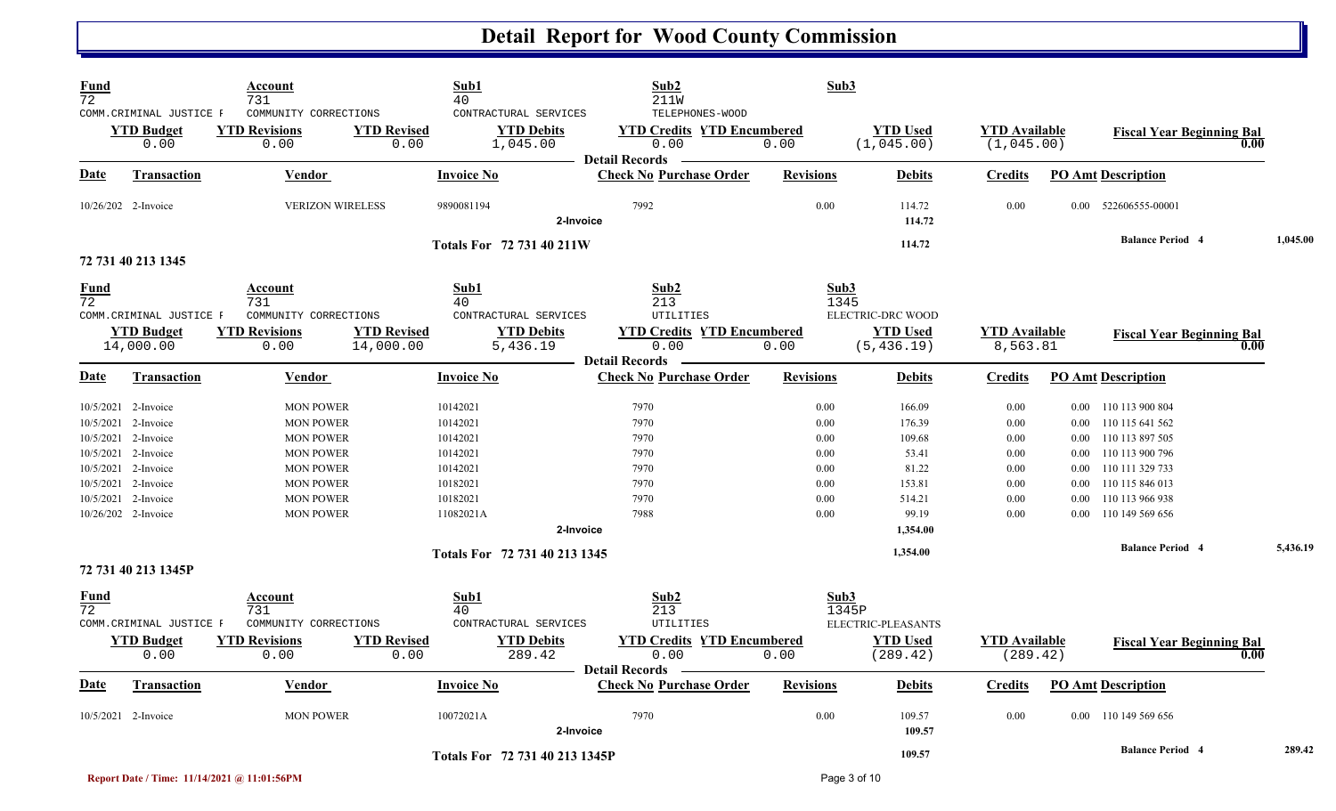# Detail Report for Wood County Commission

| Fund | Account | Sub1 | Sub2 | Sub3 |
|---|---|---|---|---|
| 72 | 731 | 40 | 211W | |
| COMM.CRIMINAL JUSTICE F | COMMUNITY CORRECTIONS | CONTRACTURAL SERVICES | TELEPHONES-WOOD | |

| YTD Budget | YTD Revisions | YTD Revised | YTD Debits | YTD Credits | YTD Encumbered | YTD Used | YTD Available | Fiscal Year Beginning Bal |
|---|---|---|---|---|---|---|---|---|
| 0.00 | 0.00 | 0.00 | 1,045.00 | 0.00 | 0.00 | (1,045.00) | (1,045.00) | 0.00 |

Detail Records

| Date | Transaction | Vendor | Invoice No | Check No | Purchase Order | Revisions | Debits | Credits | PO Amt | Description |
|---|---|---|---|---|---|---|---|---|---|---|
| 10/26/202 | 2-Invoice | VERIZON WIRELESS | 9890081194 | 7992 | | 0.00 | 114.72 | 0.00 | 0.00 | 522606555-00001 |
| | | | 2-Invoice | | | | 114.72 | | | |
| | | | Totals For 72 731 40 211W | | | | 114.72 | | | Balance Period 4 1,045.00 |

## 72 731 40 213 1345

| Fund | Account | Sub1 | Sub2 | Sub3 |
|---|---|---|---|---|
| 72 | 731 | 40 | 213 | 1345 |
| COMM.CRIMINAL JUSTICE F | COMMUNITY CORRECTIONS | CONTRACTURAL SERVICES | UTILITIES | ELECTRIC-DRC WOOD |

| YTD Budget | YTD Revisions | YTD Revised | YTD Debits | YTD Credits | YTD Encumbered | YTD Used | YTD Available | Fiscal Year Beginning Bal |
|---|---|---|---|---|---|---|---|---|
| 14,000.00 | 0.00 | 14,000.00 | 5,436.19 | 0.00 | 0.00 | (5,436.19) | 8,563.81 | 0.00 |

Detail Records

| Date | Transaction | Vendor | Invoice No | Check No | Purchase Order | Revisions | Debits | Credits | PO Amt | Description |
|---|---|---|---|---|---|---|---|---|---|---|
| 10/5/2021 | 2-Invoice | MON POWER | 10142021 | 7970 | | 0.00 | 166.09 | 0.00 | 0.00 | 110 113 900 804 |
| 10/5/2021 | 2-Invoice | MON POWER | 10142021 | 7970 | | 0.00 | 176.39 | 0.00 | 0.00 | 110 115 641 562 |
| 10/5/2021 | 2-Invoice | MON POWER | 10142021 | 7970 | | 0.00 | 109.68 | 0.00 | 0.00 | 110 113 897 505 |
| 10/5/2021 | 2-Invoice | MON POWER | 10142021 | 7970 | | 0.00 | 53.41 | 0.00 | 0.00 | 110 113 900 796 |
| 10/5/2021 | 2-Invoice | MON POWER | 10142021 | 7970 | | 0.00 | 81.22 | 0.00 | 0.00 | 110 111 329 733 |
| 10/5/2021 | 2-Invoice | MON POWER | 10182021 | 7970 | | 0.00 | 153.81 | 0.00 | 0.00 | 110 115 846 013 |
| 10/5/2021 | 2-Invoice | MON POWER | 10182021 | 7970 | | 0.00 | 514.21 | 0.00 | 0.00 | 110 113 966 938 |
| 10/26/202 | 2-Invoice | MON POWER | 11082021A | 7988 | | 0.00 | 99.19 | 0.00 | 0.00 | 110 149 569 656 |
| | | | 2-Invoice | | | | 1,354.00 | | | |
| | | | Totals For 72 731 40 213 1345 | | | | 1,354.00 | | | Balance Period 4 5,436.19 |

## 72 731 40 213 1345P

| Fund | Account | Sub1 | Sub2 | Sub3 |
|---|---|---|---|---|
| 72 | 731 | 40 | 213 | 1345P |
| COMM.CRIMINAL JUSTICE F | COMMUNITY CORRECTIONS | CONTRACTURAL SERVICES | UTILITIES | ELECTRIC-PLEASANTS |

| YTD Budget | YTD Revisions | YTD Revised | YTD Debits | YTD Credits | YTD Encumbered | YTD Used | YTD Available | Fiscal Year Beginning Bal |
|---|---|---|---|---|---|---|---|---|
| 0.00 | 0.00 | 0.00 | 289.42 | 0.00 | 0.00 | (289.42) | (289.42) | 0.00 |

Detail Records

| Date | Transaction | Vendor | Invoice No | Check No | Purchase Order | Revisions | Debits | Credits | PO Amt | Description |
|---|---|---|---|---|---|---|---|---|---|---|
| 10/5/2021 | 2-Invoice | MON POWER | 10072021A | 7970 | | 0.00 | 109.57 | 0.00 | 0.00 | 110 149 569 656 |
| | | | 2-Invoice | | | | 109.57 | | | |
| | | | Totals For 72 731 40 213 1345P | | | | 109.57 | | | Balance Period 4 289.42 |

Report Date / Time: 11/14/2021 @ 11:01:56PM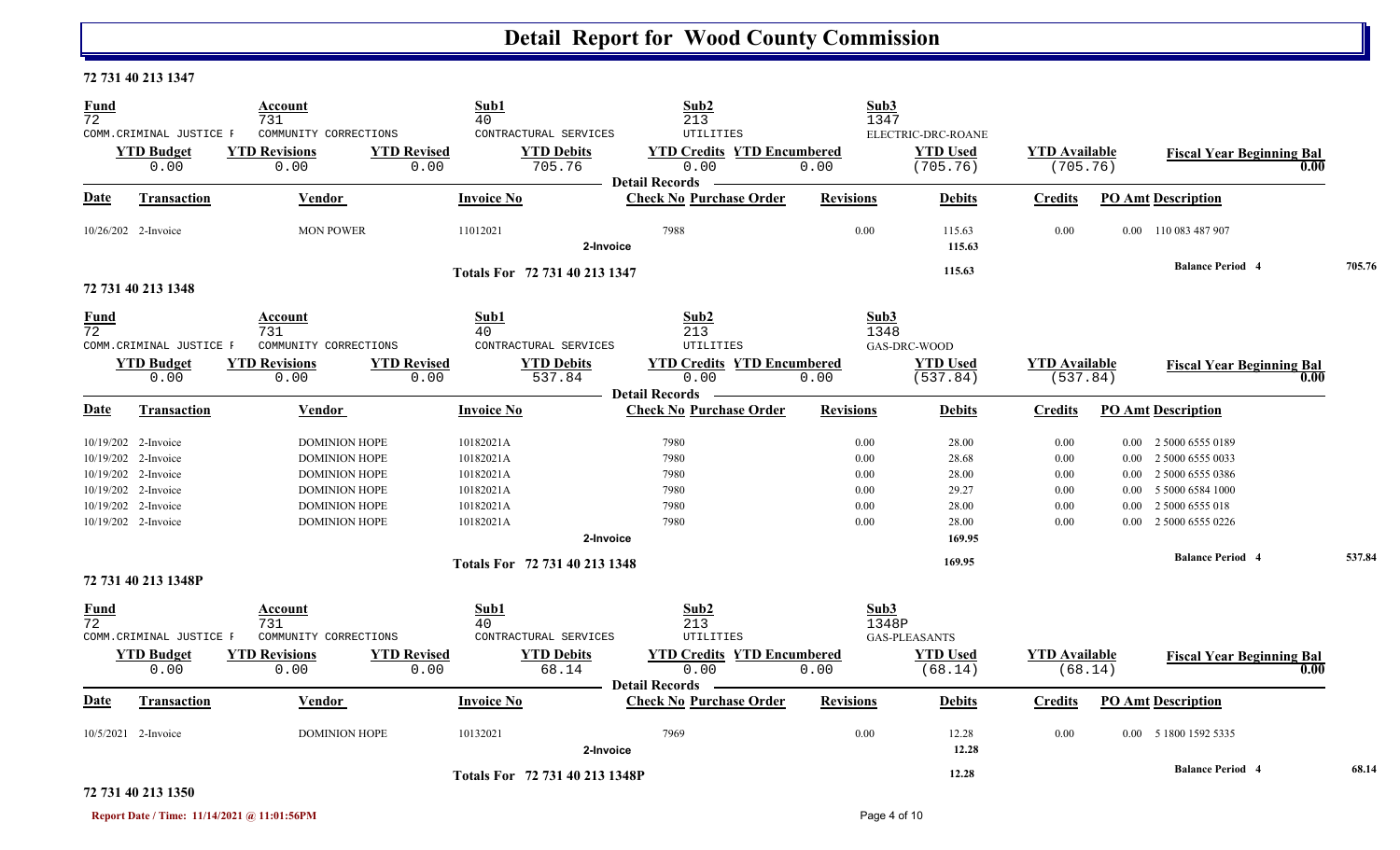# Detail Report for Wood County Commission

## 72 731 40 213 1347

| Fund | Account | Sub1 | Sub2 | Sub3 | | |
|---|---|---|---|---|---|---|
| 72 | 731 | 40 | 213 | 1347 | | |
| COMM.CRIMINAL JUSTICE F | COMMUNITY CORRECTIONS | CONTRACTURAL SERVICES | UTILITIES | ELECTRIC-DRC-ROANE | | |

| YTD Budget | YTD Revisions | YTD Revised | YTD Debits | YTD Credits | YTD Encumbered | YTD Used | YTD Available | Fiscal Year Beginning Bal |
|---|---|---|---|---|---|---|---|---|
| 0.00 | 0.00 | 0.00 | 705.76 | 0.00 | 0.00 | (705.76) | (705.76) | 0.00 |

**Detail Records**

| Date | Transaction | Vendor | Invoice No | Check No | Purchase Order | Revisions | Debits | Credits | PO Amt | Description |
|---|---|---|---|---|---|---|---|---|---|---|
| 10/26/202 | 2-Invoice | MON POWER | 11012021 | 7988 | | 0.00 | 115.63 | 0.00 | 0.00 | 110 083 487 907 |
| | | | 2-Invoice | | | | 115.63 | | | |

Totals For 72 731 40 213 1347: 115.63 — Balance Period 4: 705.76

## 72 731 40 213 1348

| Fund | Account | Sub1 | Sub2 | Sub3 | | |
|---|---|---|---|---|---|---|
| 72 | 731 | 40 | 213 | 1348 | | |
| COMM.CRIMINAL JUSTICE F | COMMUNITY CORRECTIONS | CONTRACTURAL SERVICES | UTILITIES | GAS-DRC-WOOD | | |

| YTD Budget | YTD Revisions | YTD Revised | YTD Debits | YTD Credits | YTD Encumbered | YTD Used | YTD Available | Fiscal Year Beginning Bal |
|---|---|---|---|---|---|---|---|---|
| 0.00 | 0.00 | 0.00 | 537.84 | 0.00 | 0.00 | (537.84) | (537.84) | 0.00 |

**Detail Records**

| Date | Transaction | Vendor | Invoice No | Check No | Purchase Order | Revisions | Debits | Credits | PO Amt | Description |
|---|---|---|---|---|---|---|---|---|---|---|
| 10/19/202 | 2-Invoice | DOMINION HOPE | 10182021A | 7980 | | 0.00 | 28.00 | 0.00 | 0.00 | 2 5000 6555 0189 |
| 10/19/202 | 2-Invoice | DOMINION HOPE | 10182021A | 7980 | | 0.00 | 28.68 | 0.00 | 0.00 | 2 5000 6555 0033 |
| 10/19/202 | 2-Invoice | DOMINION HOPE | 10182021A | 7980 | | 0.00 | 28.00 | 0.00 | 0.00 | 2 5000 6555 0386 |
| 10/19/202 | 2-Invoice | DOMINION HOPE | 10182021A | 7980 | | 0.00 | 29.27 | 0.00 | 0.00 | 5 5000 6584 1000 |
| 10/19/202 | 2-Invoice | DOMINION HOPE | 10182021A | 7980 | | 0.00 | 28.00 | 0.00 | 0.00 | 2 5000 6555 018 |
| 10/19/202 | 2-Invoice | DOMINION HOPE | 10182021A | 7980 | | 0.00 | 28.00 | 0.00 | 0.00 | 2 5000 6555 0226 |
| | | | 2-Invoice | | | | 169.95 | | | |

Totals For 72 731 40 213 1348: 169.95 — Balance Period 4: 537.84

## 72 731 40 213 1348P

| Fund | Account | Sub1 | Sub2 | Sub3 | | |
|---|---|---|---|---|---|---|
| 72 | 731 | 40 | 213 | 1348P | | |
| COMM.CRIMINAL JUSTICE F | COMMUNITY CORRECTIONS | CONTRACTURAL SERVICES | UTILITIES | GAS-PLEASANTS | | |

| YTD Budget | YTD Revisions | YTD Revised | YTD Debits | YTD Credits | YTD Encumbered | YTD Used | YTD Available | Fiscal Year Beginning Bal |
|---|---|---|---|---|---|---|---|---|
| 0.00 | 0.00 | 0.00 | 68.14 | 0.00 | 0.00 | (68.14) | (68.14) | 0.00 |

**Detail Records**

| Date | Transaction | Vendor | Invoice No | Check No | Purchase Order | Revisions | Debits | Credits | PO Amt | Description |
|---|---|---|---|---|---|---|---|---|---|---|
| 10/5/2021 | 2-Invoice | DOMINION HOPE | 10132021 | 7969 | | 0.00 | 12.28 | 0.00 | 0.00 | 5 1800 1592 5335 |
| | | | 2-Invoice | | | | 12.28 | | | |

Totals For 72 731 40 213 1348P: 12.28 — Balance Period 4: 68.14

## 72 731 40 213 1350

Report Date / Time: 11/14/2021 @ 11:01:56PM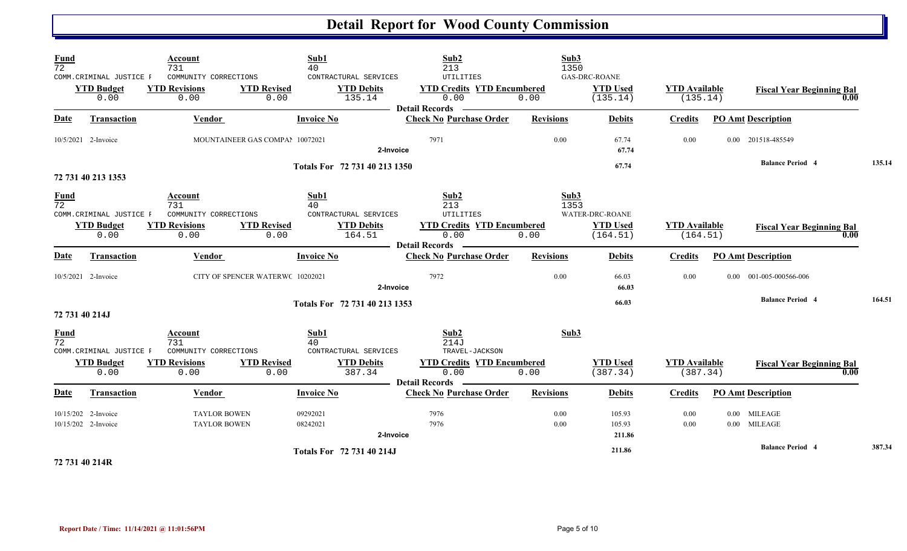# Detail Report for Wood County Commission

| Fund | Account | Sub1 | Sub2 | Sub3 |
|---|---|---|---|---|
| 72 | 731 | 40 | 213 | 1350 |
| COMM.CRIMINAL JUSTICE F | COMMUNITY CORRECTIONS | CONTRACTURAL SERVICES | UTILITIES | GAS-DRC-ROANE |

| YTD Budget | YTD Revisions | YTD Revised | YTD Debits | YTD Credits | YTD Encumbered | YTD Used | YTD Available | Fiscal Year Beginning Bal |
|---|---|---|---|---|---|---|---|---|
| 0.00 | 0.00 | 0.00 | 135.14 | 0.00 | 0.00 | (135.14) | (135.14) | 0.00 |

**Detail Records**

| Date | Transaction | Vendor | Invoice No | Check No | Purchase Order | Revisions | Debits | Credits | PO Amt | Description |
|---|---|---|---|---|---|---|---|---|---|---|
| 10/5/2021 | 2-Invoice | MOUNTAINEER GAS COMPAN | 10072021 | 7971 | | 0.00 | 67.74 | 0.00 | 0.00 | 201518-485549 |
| | | | 2-Invoice | | | | 67.74 | | | |
| | | | Totals For 72 731 40 213 1350 | | | | 67.74 | | | Balance Period 4 — 135.14 |

## 72 731 40 213 1353

| Fund | Account | Sub1 | Sub2 | Sub3 |
|---|---|---|---|---|
| 72 | 731 | 40 | 213 | 1353 |
| COMM.CRIMINAL JUSTICE F | COMMUNITY CORRECTIONS | CONTRACTURAL SERVICES | UTILITIES | WATER-DRC-ROANE |

| YTD Budget | YTD Revisions | YTD Revised | YTD Debits | YTD Credits | YTD Encumbered | YTD Used | YTD Available | Fiscal Year Beginning Bal |
|---|---|---|---|---|---|---|---|---|
| 0.00 | 0.00 | 0.00 | 164.51 | 0.00 | 0.00 | (164.51) | (164.51) | 0.00 |

**Detail Records**

| Date | Transaction | Vendor | Invoice No | Check No | Purchase Order | Revisions | Debits | Credits | PO Amt | Description |
|---|---|---|---|---|---|---|---|---|---|---|
| 10/5/2021 | 2-Invoice | CITY OF SPENCER WATERWC | 10202021 | 7972 | | 0.00 | 66.03 | 0.00 | 0.00 | 001-005-000566-006 |
| | | | 2-Invoice | | | | 66.03 | | | |
| | | | Totals For 72 731 40 213 1353 | | | | 66.03 | | | Balance Period 4 — 164.51 |

## 72 731 40 214J

| Fund | Account | Sub1 | Sub2 | Sub3 |
|---|---|---|---|---|
| 72 | 731 | 40 | 214J | |
| COMM.CRIMINAL JUSTICE F | COMMUNITY CORRECTIONS | CONTRACTURAL SERVICES | TRAVEL-JACKSON | |

| YTD Budget | YTD Revisions | YTD Revised | YTD Debits | YTD Credits | YTD Encumbered | YTD Used | YTD Available | Fiscal Year Beginning Bal |
|---|---|---|---|---|---|---|---|---|
| 0.00 | 0.00 | 0.00 | 387.34 | 0.00 | 0.00 | (387.34) | (387.34) | 0.00 |

**Detail Records**

| Date | Transaction | Vendor | Invoice No | Check No | Purchase Order | Revisions | Debits | Credits | PO Amt | Description |
|---|---|---|---|---|---|---|---|---|---|---|
| 10/15/202 | 2-Invoice | TAYLOR BOWEN | 09292021 | 7976 | | 0.00 | 105.93 | 0.00 | 0.00 | MILEAGE |
| 10/15/202 | 2-Invoice | TAYLOR BOWEN | 08242021 | 7976 | | 0.00 | 105.93 | 0.00 | 0.00 | MILEAGE |
| | | | 2-Invoice | | | | 211.86 | | | |
| | | | Totals For 72 731 40 214J | | | | 211.86 | | | Balance Period 4 — 387.34 |

## 72 731 40 214R

Report Date / Time: 11/14/2021 @ 11:01:56PM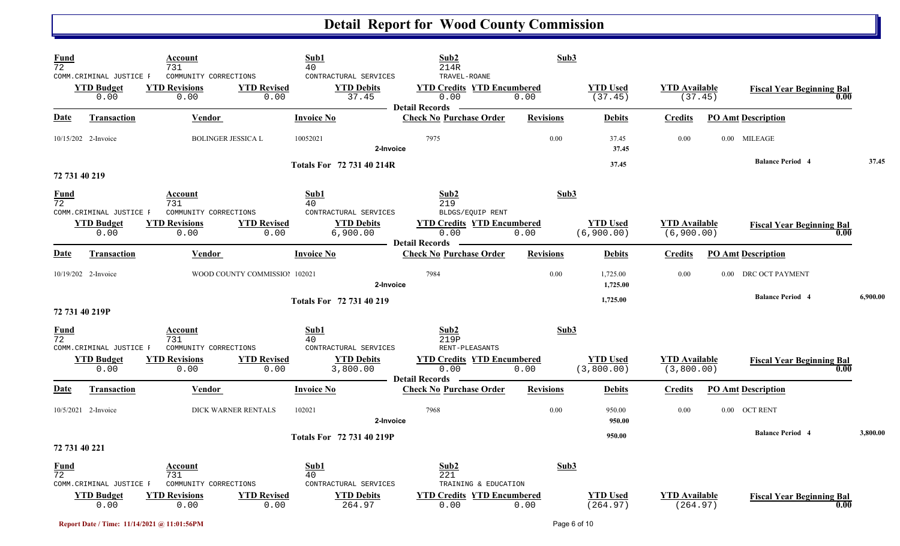# Detail Report for Wood County Commission

| Fund | Account | Sub1 | Sub2 | Sub3 |
|---|---|---|---|---|
| 72 | 731 | 40 | 214R | |
| COMM.CRIMINAL JUSTICE F | COMMUNITY CORRECTIONS | CONTRACTURAL SERVICES | TRAVEL-ROANE | |

| YTD Budget | YTD Revisions | YTD Revised | YTD Debits | YTD Credits | YTD Encumbered | YTD Used | YTD Available | Fiscal Year Beginning Bal |
|---|---|---|---|---|---|---|---|---|
| 0.00 | 0.00 | 0.00 | 37.45 | 0.00 | 0.00 | (37.45) | (37.45) | 0.00 |

**Detail Records**

| Date | Transaction | Vendor | Invoice No | Check No | Purchase Order | Revisions | Debits | Credits | PO Amt | Description |
|---|---|---|---|---|---|---|---|---|---|---|
| 10/15/202 | 2-Invoice | BOLINGER JESSICA L | 10052021 | 7975 | | 0.00 | 37.45 | 0.00 | 0.00 | MILEAGE |
| | | | | 2-Invoice | | | 37.45 | | | |
| | | | Totals For 72 731 40 214R | | | | 37.45 | | | Balance Period 4 — 37.45 |

## 72 731 40 219

| Fund | Account | Sub1 | Sub2 | Sub3 |
|---|---|---|---|---|
| 72 | 731 | 40 | 219 | |
| COMM.CRIMINAL JUSTICE F | COMMUNITY CORRECTIONS | CONTRACTURAL SERVICES | BLDGS/EQUIP RENT | |

| YTD Budget | YTD Revisions | YTD Revised | YTD Debits | YTD Credits | YTD Encumbered | YTD Used | YTD Available | Fiscal Year Beginning Bal |
|---|---|---|---|---|---|---|---|---|
| 0.00 | 0.00 | 0.00 | 6,900.00 | 0.00 | 0.00 | (6,900.00) | (6,900.00) | 0.00 |

**Detail Records**

| Date | Transaction | Vendor | Invoice No | Check No | Purchase Order | Revisions | Debits | Credits | PO Amt | Description |
|---|---|---|---|---|---|---|---|---|---|---|
| 10/19/202 | 2-Invoice | WOOD COUNTY COMMISSIO | 102021 | 7984 | | 0.00 | 1,725.00 | 0.00 | 0.00 | DRC OCT PAYMENT |
| | | | | 2-Invoice | | | 1,725.00 | | | |
| | | | Totals For 72 731 40 219 | | | | 1,725.00 | | | Balance Period 4 — 6,900.00 |

## 72 731 40 219P

| Fund | Account | Sub1 | Sub2 | Sub3 |
|---|---|---|---|---|
| 72 | 731 | 40 | 219P | |
| COMM.CRIMINAL JUSTICE F | COMMUNITY CORRECTIONS | CONTRACTURAL SERVICES | RENT-PLEASANTS | |

| YTD Budget | YTD Revisions | YTD Revised | YTD Debits | YTD Credits | YTD Encumbered | YTD Used | YTD Available | Fiscal Year Beginning Bal |
|---|---|---|---|---|---|---|---|---|
| 0.00 | 0.00 | 0.00 | 3,800.00 | 0.00 | 0.00 | (3,800.00) | (3,800.00) | 0.00 |

**Detail Records**

| Date | Transaction | Vendor | Invoice No | Check No | Purchase Order | Revisions | Debits | Credits | PO Amt | Description |
|---|---|---|---|---|---|---|---|---|---|---|
| 10/5/2021 | 2-Invoice | DICK WARNER RENTALS | 102021 | 7968 | | 0.00 | 950.00 | 0.00 | 0.00 | OCT RENT |
| | | | | 2-Invoice | | | 950.00 | | | |
| | | | Totals For 72 731 40 219P | | | | 950.00 | | | Balance Period 4 — 3,800.00 |

## 72 731 40 221

| Fund | Account | Sub1 | Sub2 | Sub3 |
|---|---|---|---|---|
| 72 | 731 | 40 | 221 | |
| COMM.CRIMINAL JUSTICE F | COMMUNITY CORRECTIONS | CONTRACTURAL SERVICES | TRAINING & EDUCATION | |

| YTD Budget | YTD Revisions | YTD Revised | YTD Debits | YTD Credits | YTD Encumbered | YTD Used | YTD Available | Fiscal Year Beginning Bal |
|---|---|---|---|---|---|---|---|---|
| 0.00 | 0.00 | 0.00 | 264.97 | 0.00 | 0.00 | (264.97) | (264.97) | 0.00 |

Report Date / Time: 11/14/2021 @ 11:01:56PM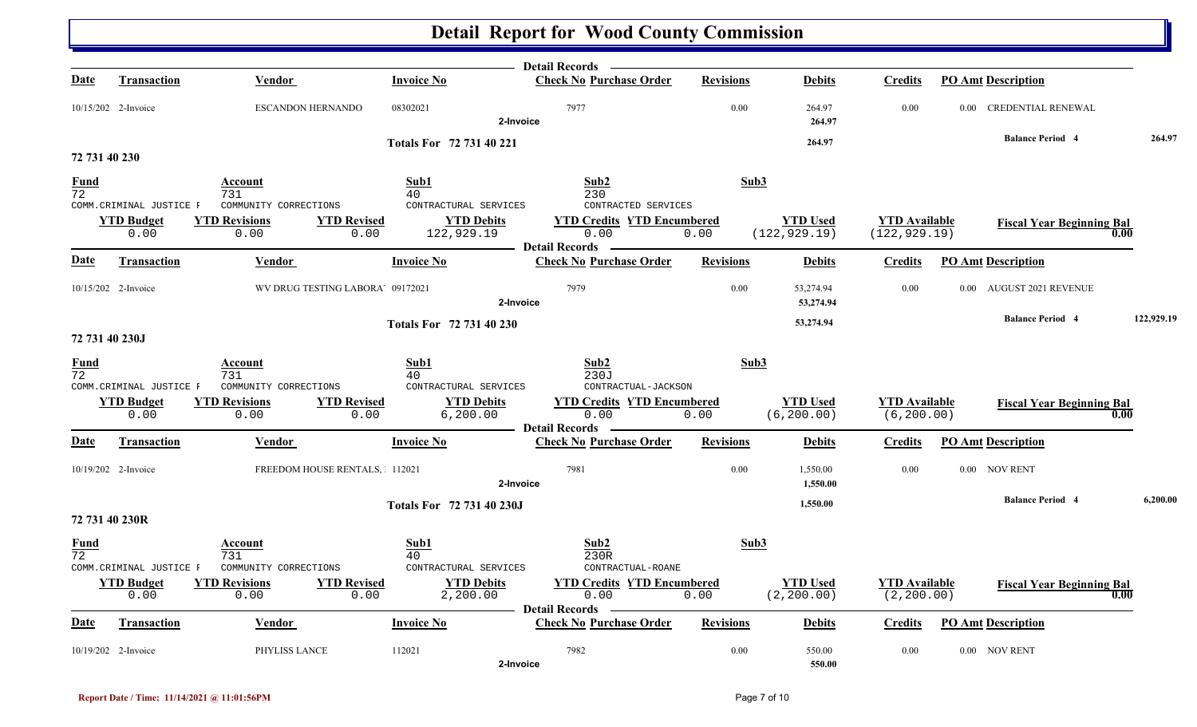# Detail Report for Wood County Commission

**Detail Records**

| Date | Transaction | Vendor | Invoice No | Check No | Purchase Order | Revisions | Debits | Credits | PO Amt | Description |
|---|---|---|---|---|---|---|---|---|---|---|
| 10/15/202 | 2-Invoice | ESCANDON HERNANDO | 08302021 | 7977 | | 0.00 | 264.97 | 0.00 | 0.00 | CREDENTIAL RENEWAL |
| | | | 2-Invoice | | | | 264.97 | | | |

**Totals For 72 731 40 221** — 264.97 — **Balance Period 4** 264.97

## 72 731 40 230

| Fund | Account | Sub1 | Sub2 | Sub3 |
|---|---|---|---|---|
| 72 | 731 | 40 | 230 | |
| COMM.CRIMINAL JUSTICE F | COMMUNITY CORRECTIONS | CONTRACTUAL SERVICES | CONTRACTED SERVICES | |

| YTD Budget | YTD Revisions | YTD Revised | YTD Debits | YTD Credits | YTD Encumbered | YTD Used | YTD Available | Fiscal Year Beginning Bal |
|---|---|---|---|---|---|---|---|---|
| 0.00 | 0.00 | 0.00 | 122,929.19 | 0.00 | 0.00 | (122,929.19) | (122,929.19) | 0.00 |

**Detail Records**

| Date | Transaction | Vendor | Invoice No | Check No | Purchase Order | Revisions | Debits | Credits | PO Amt | Description |
|---|---|---|---|---|---|---|---|---|---|---|
| 10/15/202 | 2-Invoice | WV DRUG TESTING LABORA' | 09172021 | 7979 | | 0.00 | 53,274.94 | 0.00 | 0.00 | AUGUST 2021 REVENUE |
| | | | 2-Invoice | | | | 53,274.94 | | | |

**Totals For 72 731 40 230** — 53,274.94 — **Balance Period 4** 122,929.19

## 72 731 40 230J

| Fund | Account | Sub1 | Sub2 | Sub3 |
|---|---|---|---|---|
| 72 | 731 | 40 | 230J | |
| COMM.CRIMINAL JUSTICE F | COMMUNITY CORRECTIONS | CONTRACTUAL SERVICES | CONTRACTUAL-JACKSON | |

| YTD Budget | YTD Revisions | YTD Revised | YTD Debits | YTD Credits | YTD Encumbered | YTD Used | YTD Available | Fiscal Year Beginning Bal |
|---|---|---|---|---|---|---|---|---|
| 0.00 | 0.00 | 0.00 | 6,200.00 | 0.00 | 0.00 | (6,200.00) | (6,200.00) | 0.00 |

**Detail Records**

| Date | Transaction | Vendor | Invoice No | Check No | Purchase Order | Revisions | Debits | Credits | PO Amt | Description |
|---|---|---|---|---|---|---|---|---|---|---|
| 10/19/202 | 2-Invoice | FREEDOM HOUSE RENTALS, ] | 112021 | 7981 | | 0.00 | 1,550.00 | 0.00 | 0.00 | NOV RENT |
| | | | 2-Invoice | | | | 1,550.00 | | | |

**Totals For 72 731 40 230J** — 1,550.00 — **Balance Period 4** 6,200.00

## 72 731 40 230R

| Fund | Account | Sub1 | Sub2 | Sub3 |
|---|---|---|---|---|
| 72 | 731 | 40 | 230R | |
| COMM.CRIMINAL JUSTICE F | COMMUNITY CORRECTIONS | CONTRACTUAL SERVICES | CONTRACTUAL-ROANE | |

| YTD Budget | YTD Revisions | YTD Revised | YTD Debits | YTD Credits | YTD Encumbered | YTD Used | YTD Available | Fiscal Year Beginning Bal |
|---|---|---|---|---|---|---|---|---|
| 0.00 | 0.00 | 0.00 | 2,200.00 | 0.00 | 0.00 | (2,200.00) | (2,200.00) | 0.00 |

**Detail Records**

| Date | Transaction | Vendor | Invoice No | Check No | Purchase Order | Revisions | Debits | Credits | PO Amt | Description |
|---|---|---|---|---|---|---|---|---|---|---|
| 10/19/202 | 2-Invoice | PHYLISS LANCE | 112021 | 7982 | | 0.00 | 550.00 | 0.00 | 0.00 | NOV RENT |
| | | | 2-Invoice | | | | 550.00 | | | |

Report Date / Time: 11/14/2021 @ 11:01:56PM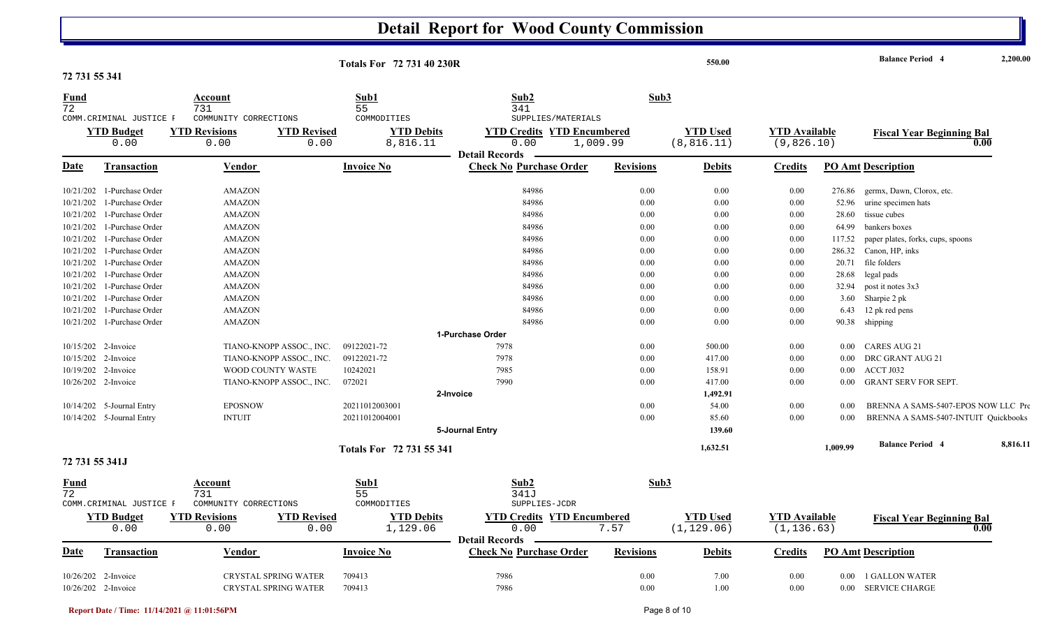# Detail Report for Wood County Commission

**Totals For 72 731 40 230R** — 550.00 — **Balance Period 4** 2,200.00

**72 731 55 341**

| Fund | Account | Sub1 | Sub2 | Sub3 |
|---|---|---|---|---|
| 72 | 731 | 55 | 341 | |
| COMM.CRIMINAL JUSTICE F | COMMUNITY CORRECTIONS | COMMODITIES | SUPPLIES/MATERIALS | |

| YTD Budget | YTD Revisions | YTD Revised | YTD Debits | YTD Credits | YTD Encumbered | YTD Used | YTD Available | Fiscal Year Beginning Bal |
|---|---|---|---|---|---|---|---|---|
| 0.00 | 0.00 | 0.00 | 8,816.11 | 0.00 | 1,009.99 | (8,816.11) | (9,826.10) | 0.00 |

**Detail Records**

| Date | Transaction | Vendor | Invoice No | Check No | Purchase Order | Revisions | Debits | Credits | PO Amt | Description |
|---|---|---|---|---|---|---|---|---|---|---|
| 10/21/202 | 1-Purchase Order | AMAZON | | | 84986 | 0.00 | 0.00 | 0.00 | 276.86 | germx, Dawn, Clorox, etc. |
| 10/21/202 | 1-Purchase Order | AMAZON | | | 84986 | 0.00 | 0.00 | 0.00 | 52.96 | urine specimen hats |
| 10/21/202 | 1-Purchase Order | AMAZON | | | 84986 | 0.00 | 0.00 | 0.00 | 28.60 | tissue cubes |
| 10/21/202 | 1-Purchase Order | AMAZON | | | 84986 | 0.00 | 0.00 | 0.00 | 64.99 | bankers boxes |
| 10/21/202 | 1-Purchase Order | AMAZON | | | 84986 | 0.00 | 0.00 | 0.00 | 117.52 | paper plates, forks, cups, spoons |
| 10/21/202 | 1-Purchase Order | AMAZON | | | 84986 | 0.00 | 0.00 | 0.00 | 286.32 | Canon, HP, inks |
| 10/21/202 | 1-Purchase Order | AMAZON | | | 84986 | 0.00 | 0.00 | 0.00 | 20.71 | file folders |
| 10/21/202 | 1-Purchase Order | AMAZON | | | 84986 | 0.00 | 0.00 | 0.00 | 28.68 | legal pads |
| 10/21/202 | 1-Purchase Order | AMAZON | | | 84986 | 0.00 | 0.00 | 0.00 | 32.94 | post it notes 3x3 |
| 10/21/202 | 1-Purchase Order | AMAZON | | | 84986 | 0.00 | 0.00 | 0.00 | 3.60 | Sharpie 2 pk |
| 10/21/202 | 1-Purchase Order | AMAZON | | | 84986 | 0.00 | 0.00 | 0.00 | 6.43 | 12 pk red pens |
| 10/21/202 | 1-Purchase Order | AMAZON | | | 84986 | 0.00 | 0.00 | 0.00 | 90.38 | shipping |
| | | | | **1-Purchase Order** | | | | | | |
| 10/15/202 | 2-Invoice | TIANO-KNOPP ASSOC., INC. | 09122021-72 | 7978 | | 0.00 | 500.00 | 0.00 | 0.00 | CARES AUG 21 |
| 10/15/202 | 2-Invoice | TIANO-KNOPP ASSOC., INC. | 09122021-72 | 7978 | | 0.00 | 417.00 | 0.00 | 0.00 | DRC GRANT AUG 21 |
| 10/19/202 | 2-Invoice | WOOD COUNTY WASTE | 10242021 | 7985 | | 0.00 | 158.91 | 0.00 | 0.00 | ACCT J032 |
| 10/26/202 | 2-Invoice | TIANO-KNOPP ASSOC., INC. | 072021 | 7990 | | 0.00 | 417.00 | 0.00 | 0.00 | GRANT SERV FOR SEPT. |
| | | | | **2-Invoice** | | | **1,492.91** | | | |
| 10/14/202 | 5-Journal Entry | EPOSNOW | 20211012003001 | | | 0.00 | 54.00 | 0.00 | 0.00 | BRENNA A SAMS-5407-EPOS NOW LLC Pre |
| 10/14/202 | 5-Journal Entry | INTUIT | 20211012004001 | | | 0.00 | 85.60 | 0.00 | 0.00 | BRENNA A SAMS-5407-INTUIT Quickbooks |
| | | | | **5-Journal Entry** | | | **139.60** | | | |

**Totals For 72 731 55 341** — 1,632.51 — 1,009.99 — **Balance Period 4** 8,816.11

**72 731 55 341J**

| Fund | Account | Sub1 | Sub2 | Sub3 |
|---|---|---|---|---|
| 72 | 731 | 55 | 341J | |
| COMM.CRIMINAL JUSTICE F | COMMUNITY CORRECTIONS | COMMODITIES | SUPPLIES-JCDR | |

| YTD Budget | YTD Revisions | YTD Revised | YTD Debits | YTD Credits | YTD Encumbered | YTD Used | YTD Available | Fiscal Year Beginning Bal |
|---|---|---|---|---|---|---|---|---|
| 0.00 | 0.00 | 0.00 | 1,129.06 | 0.00 | 7.57 | (1,129.06) | (1,136.63) | 0.00 |

**Detail Records**

| Date | Transaction | Vendor | Invoice No | Check No | Purchase Order | Revisions | Debits | Credits | PO Amt | Description |
|---|---|---|---|---|---|---|---|---|---|---|
| 10/26/202 | 2-Invoice | CRYSTAL SPRING WATER | 709413 | 7986 | | 0.00 | 7.00 | 0.00 | 0.00 | 1 GALLON WATER |
| 10/26/202 | 2-Invoice | CRYSTAL SPRING WATER | 709413 | 7986 | | 0.00 | 1.00 | 0.00 | 0.00 | SERVICE CHARGE |

Report Date / Time: 11/14/2021 @ 11:01:56PM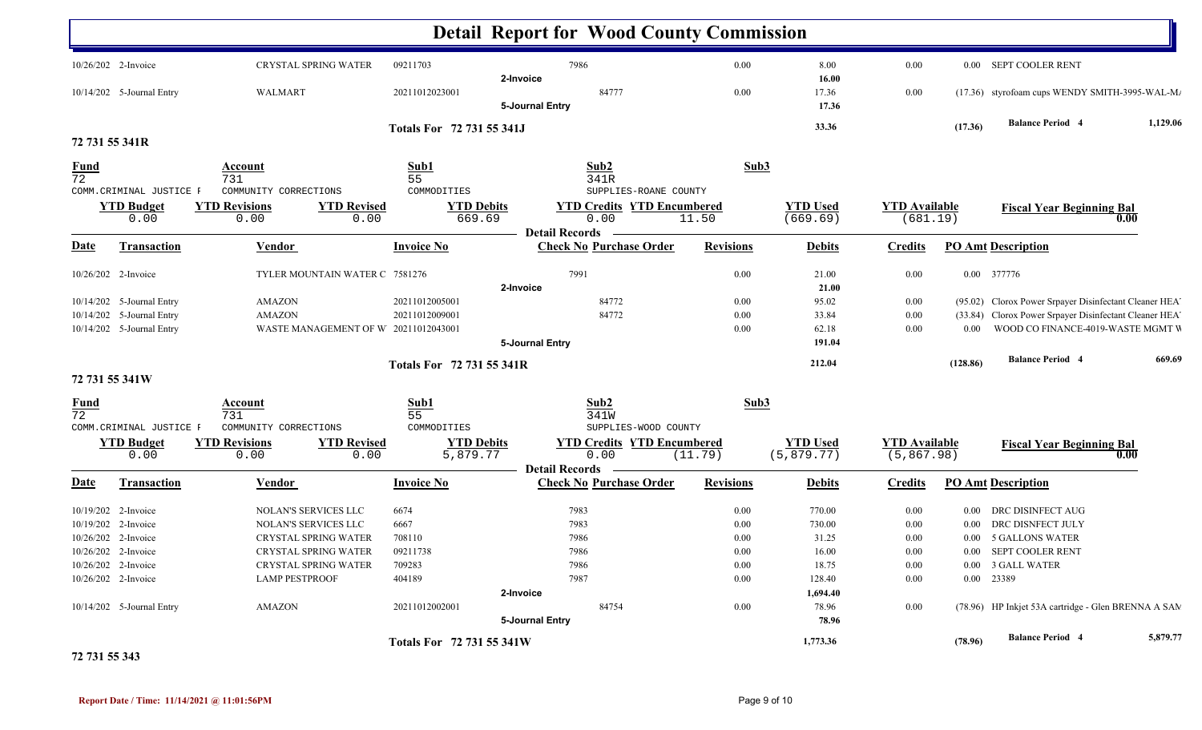# Detail Report for Wood County Commission

| Date | Transaction | Vendor | Invoice No | Check No | Purchase Order | Revisions | Debits | Credits | PO Amt | Description |
|---|---|---|---|---|---|---|---|---|---|---|
| 10/26/202 | 2-Invoice | CRYSTAL SPRING WATER | 09211703 | 7986 | | 0.00 | 8.00 | 0.00 | 0.00 | SEPT COOLER RENT |
| | | | | 2-Invoice | | | 16.00 | | | |
| 10/14/202 | 5-Journal Entry | WALMART | 20211012023001 | | 84777 | 0.00 | 17.36 | 0.00 | (17.36) | styrofoam cups WENDY SMITH-3995-WAL-M/ |
| | | | | 5-Journal Entry | | | 17.36 | | | |
| | | | Totals For 72 731 55 341J | | | | 33.36 | | (17.36) | Balance Period 4 1,129.06 |

## 72 731 55 341R

| Fund | Account | Sub1 | Sub2 | Sub3 |
|---|---|---|---|---|
| 72 | 731 | 55 | 341R | |
| COMM.CRIMINAL JUSTICE F | COMMUNITY CORRECTIONS | COMMODITIES | SUPPLIES-ROANE COUNTY | |

| YTD Budget | YTD Revisions | YTD Revised | YTD Debits | YTD Credits | YTD Encumbered | YTD Used | YTD Available | Fiscal Year Beginning Bal |
|---|---|---|---|---|---|---|---|---|
| 0.00 | 0.00 | 0.00 | 669.69 | 0.00 | 11.50 | (669.69) | (681.19) | 0.00 |

Detail Records

| Date | Transaction | Vendor | Invoice No | Check No | Purchase Order | Revisions | Debits | Credits | PO Amt | Description |
|---|---|---|---|---|---|---|---|---|---|---|
| 10/26/202 | 2-Invoice | TYLER MOUNTAIN WATER C | 7581276 | 7991 | | 0.00 | 21.00 | 0.00 | 0.00 | 377776 |
| | | | | 2-Invoice | | | 21.00 | | | |
| 10/14/202 | 5-Journal Entry | AMAZON | 20211012005001 | | 84772 | 0.00 | 95.02 | 0.00 | (95.02) | Clorox Power Srpayer Disinfectant Cleaner HEA' |
| 10/14/202 | 5-Journal Entry | AMAZON | 20211012009001 | | 84772 | 0.00 | 33.84 | 0.00 | (33.84) | Clorox Power Srpayer Disinfectant Cleaner HEA' |
| 10/14/202 | 5-Journal Entry | WASTE MANAGEMENT OF W | 20211012043001 | | | 0.00 | 62.18 | 0.00 | 0.00 | WOOD CO FINANCE-4019-WASTE MGMT W |
| | | | | 5-Journal Entry | | | 191.04 | | | |
| | | | Totals For 72 731 55 341R | | | | 212.04 | | (128.86) | Balance Period 4 669.69 |

## 72 731 55 341W

| Fund | Account | Sub1 | Sub2 | Sub3 |
|---|---|---|---|---|
| 72 | 731 | 55 | 341W | |
| COMM.CRIMINAL JUSTICE F | COMMUNITY CORRECTIONS | COMMODITIES | SUPPLIES-WOOD COUNTY | |

| YTD Budget | YTD Revisions | YTD Revised | YTD Debits | YTD Credits | YTD Encumbered | YTD Used | YTD Available | Fiscal Year Beginning Bal |
|---|---|---|---|---|---|---|---|---|
| 0.00 | 0.00 | 0.00 | 5,879.77 | 0.00 | (11.79) | (5,879.77) | (5,867.98) | 0.00 |

Detail Records

| Date | Transaction | Vendor | Invoice No | Check No | Purchase Order | Revisions | Debits | Credits | PO Amt | Description |
|---|---|---|---|---|---|---|---|---|---|---|
| 10/19/202 | 2-Invoice | NOLAN'S SERVICES LLC | 6674 | 7983 | | 0.00 | 770.00 | 0.00 | 0.00 | DRC DISINFECT AUG |
| 10/19/202 | 2-Invoice | NOLAN'S SERVICES LLC | 6667 | 7983 | | 0.00 | 730.00 | 0.00 | 0.00 | DRC DISNFECT JULY |
| 10/26/202 | 2-Invoice | CRYSTAL SPRING WATER | 708110 | 7986 | | 0.00 | 31.25 | 0.00 | 0.00 | 5 GALLONS WATER |
| 10/26/202 | 2-Invoice | CRYSTAL SPRING WATER | 09211738 | 7986 | | 0.00 | 16.00 | 0.00 | 0.00 | SEPT COOLER RENT |
| 10/26/202 | 2-Invoice | CRYSTAL SPRING WATER | 709283 | 7986 | | 0.00 | 18.75 | 0.00 | 0.00 | 3 GALL WATER |
| 10/26/202 | 2-Invoice | LAMP PESTPROOF | 404189 | 7987 | | 0.00 | 128.40 | 0.00 | 0.00 | 23389 |
| | | | | 2-Invoice | | | 1,694.40 | | | |
| 10/14/202 | 5-Journal Entry | AMAZON | 20211012002001 | | 84754 | 0.00 | 78.96 | 0.00 | (78.96) | HP Inkjet 53A cartridge - Glen BRENNA A SAV |
| | | | | 5-Journal Entry | | | 78.96 | | | |
| | | | Totals For 72 731 55 341W | | | | 1,773.36 | | (78.96) | Balance Period 4 5,879.77 |

## 72 731 55 343

Report Date / Time: 11/14/2021 @ 11:01:56PM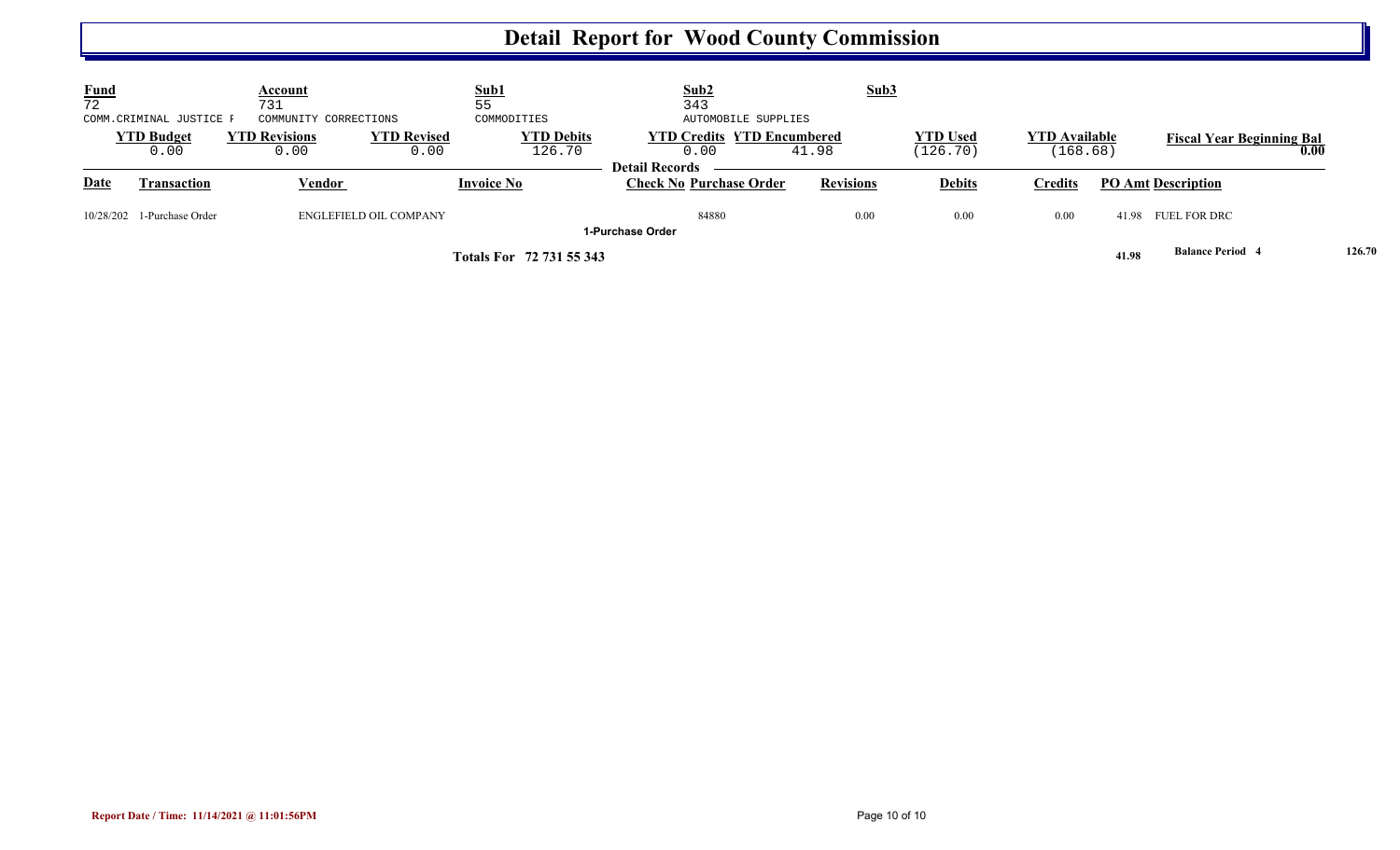# Detail Report for Wood County Commission

| Fund | Account | Sub1 | Sub2 | Sub3 |
|---|---|---|---|---|
| 72 | 731 | 55 | 343 | |
| COMM.CRIMINAL JUSTICE F | COMMUNITY CORRECTIONS | COMMODITIES | AUTOMOBILE SUPPLIES | |

| YTD Budget | YTD Revisions | YTD Revised | YTD Debits | YTD Credits | YTD Encumbered | YTD Used | YTD Available | Fiscal Year Beginning Bal |
|---|---|---|---|---|---|---|---|---|
| 0.00 | 0.00 | 0.00 | 126.70 | 0.00 | 41.98 | (126.70) | (168.68) | 0.00 |

Detail Records

| Date | Transaction | Vendor | Invoice No | Check No | Purchase Order | Revisions | Debits | Credits | PO Amt | Description |
|---|---|---|---|---|---|---|---|---|---|---|
| 10/28/202 | 1-Purchase Order | ENGLEFIELD OIL COMPANY | | | 84880 | 0.00 | 0.00 | 0.00 | 41.98 | FUEL FOR DRC |

1-Purchase Order

**Totals For 72 731 55 343** — **41.98** — **Balance Period 4** — **126.70**

**Report Date / Time: 11/14/2021 @ 11:01:56PM**